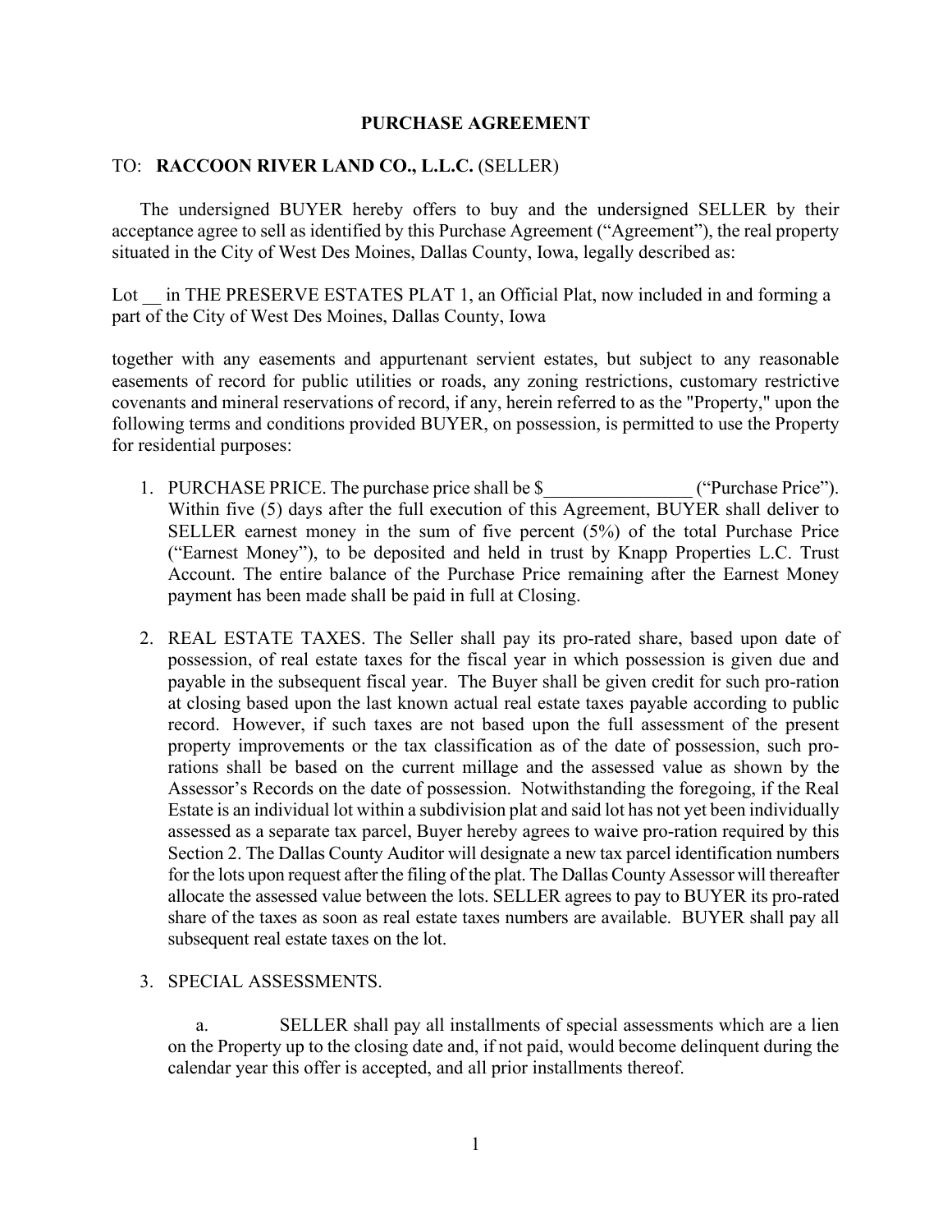# PURCHASE AGREEMENT

TO: **RACCOON RIVER LAND CO., L.L.C.** (SELLER)

The undersigned BUYER hereby offers to buy and the undersigned SELLER by their acceptance agree to sell as identified by this Purchase Agreement ("Agreement"), the real property situated in the City of West Des Moines, Dallas County, Iowa, legally described as:

Lot __ in THE PRESERVE ESTATES PLAT 1, an Official Plat, now included in and forming a part of the City of West Des Moines, Dallas County, Iowa

together with any easements and appurtenant servient estates, but subject to any reasonable easements of record for public utilities or roads, any zoning restrictions, customary restrictive covenants and mineral reservations of record, if any, herein referred to as the "Property," upon the following terms and conditions provided BUYER, on possession, is permitted to use the Property for residential purposes:

1. PURCHASE PRICE. The purchase price shall be $________________ ("Purchase Price"). Within five (5) days after the full execution of this Agreement, BUYER shall deliver to SELLER earnest money in the sum of five percent (5%) of the total Purchase Price ("Earnest Money"), to be deposited and held in trust by Knapp Properties L.C. Trust Account. The entire balance of the Purchase Price remaining after the Earnest Money payment has been made shall be paid in full at Closing.

2. REAL ESTATE TAXES. The Seller shall pay its pro-rated share, based upon date of possession, of real estate taxes for the fiscal year in which possession is given due and payable in the subsequent fiscal year. The Buyer shall be given credit for such pro-ration at closing based upon the last known actual real estate taxes payable according to public record. However, if such taxes are not based upon the full assessment of the present property improvements or the tax classification as of the date of possession, such pro-rations shall be based on the current millage and the assessed value as shown by the Assessor's Records on the date of possession. Notwithstanding the foregoing, if the Real Estate is an individual lot within a subdivision plat and said lot has not yet been individually assessed as a separate tax parcel, Buyer hereby agrees to waive pro-ration required by this Section 2. The Dallas County Auditor will designate a new tax parcel identification numbers for the lots upon request after the filing of the plat. The Dallas County Assessor will thereafter allocate the assessed value between the lots. SELLER agrees to pay to BUYER its pro-rated share of the taxes as soon as real estate taxes numbers are available. BUYER shall pay all subsequent real estate taxes on the lot.

3. SPECIAL ASSESSMENTS.

   a. SELLER shall pay all installments of special assessments which are a lien on the Property up to the closing date and, if not paid, would become delinquent during the calendar year this offer is accepted, and all prior installments thereof.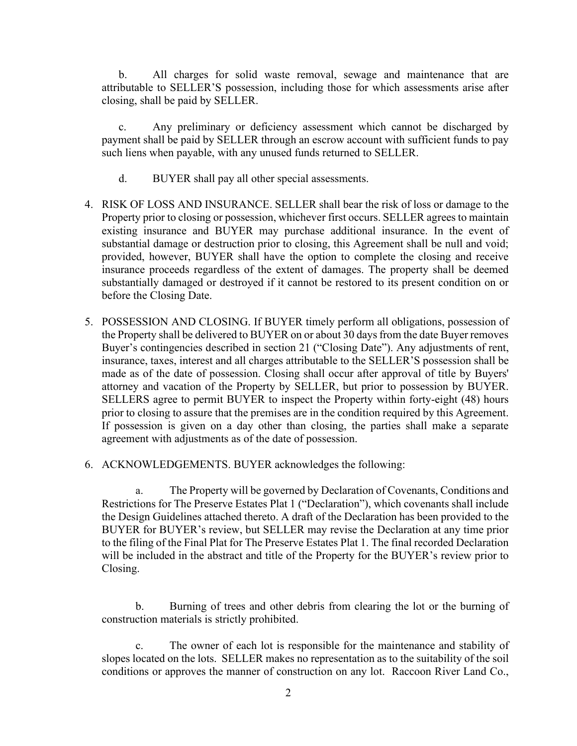b. All charges for solid waste removal, sewage and maintenance that are attributable to SELLER'S possession, including those for which assessments arise after closing, shall be paid by SELLER.

c. Any preliminary or deficiency assessment which cannot be discharged by payment shall be paid by SELLER through an escrow account with sufficient funds to pay such liens when payable, with any unused funds returned to SELLER.

d. BUYER shall pay all other special assessments.

4. RISK OF LOSS AND INSURANCE. SELLER shall bear the risk of loss or damage to the Property prior to closing or possession, whichever first occurs. SELLER agrees to maintain existing insurance and BUYER may purchase additional insurance. In the event of substantial damage or destruction prior to closing, this Agreement shall be null and void; provided, however, BUYER shall have the option to complete the closing and receive insurance proceeds regardless of the extent of damages. The property shall be deemed substantially damaged or destroyed if it cannot be restored to its present condition on or before the Closing Date.

5. POSSESSION AND CLOSING. If BUYER timely perform all obligations, possession of the Property shall be delivered to BUYER on or about 30 days from the date Buyer removes Buyer's contingencies described in section 21 ("Closing Date"). Any adjustments of rent, insurance, taxes, interest and all charges attributable to the SELLER'S possession shall be made as of the date of possession. Closing shall occur after approval of title by Buyers' attorney and vacation of the Property by SELLER, but prior to possession by BUYER. SELLERS agree to permit BUYER to inspect the Property within forty-eight (48) hours prior to closing to assure that the premises are in the condition required by this Agreement. If possession is given on a day other than closing, the parties shall make a separate agreement with adjustments as of the date of possession.

6. ACKNOWLEDGEMENTS. BUYER acknowledges the following:

a. The Property will be governed by Declaration of Covenants, Conditions and Restrictions for The Preserve Estates Plat 1 ("Declaration"), which covenants shall include the Design Guidelines attached thereto. A draft of the Declaration has been provided to the BUYER for BUYER's review, but SELLER may revise the Declaration at any time prior to the filing of the Final Plat for The Preserve Estates Plat 1. The final recorded Declaration will be included in the abstract and title of the Property for the BUYER's review prior to Closing.

b. Burning of trees and other debris from clearing the lot or the burning of construction materials is strictly prohibited.

c. The owner of each lot is responsible for the maintenance and stability of slopes located on the lots. SELLER makes no representation as to the suitability of the soil conditions or approves the manner of construction on any lot. Raccoon River Land Co.,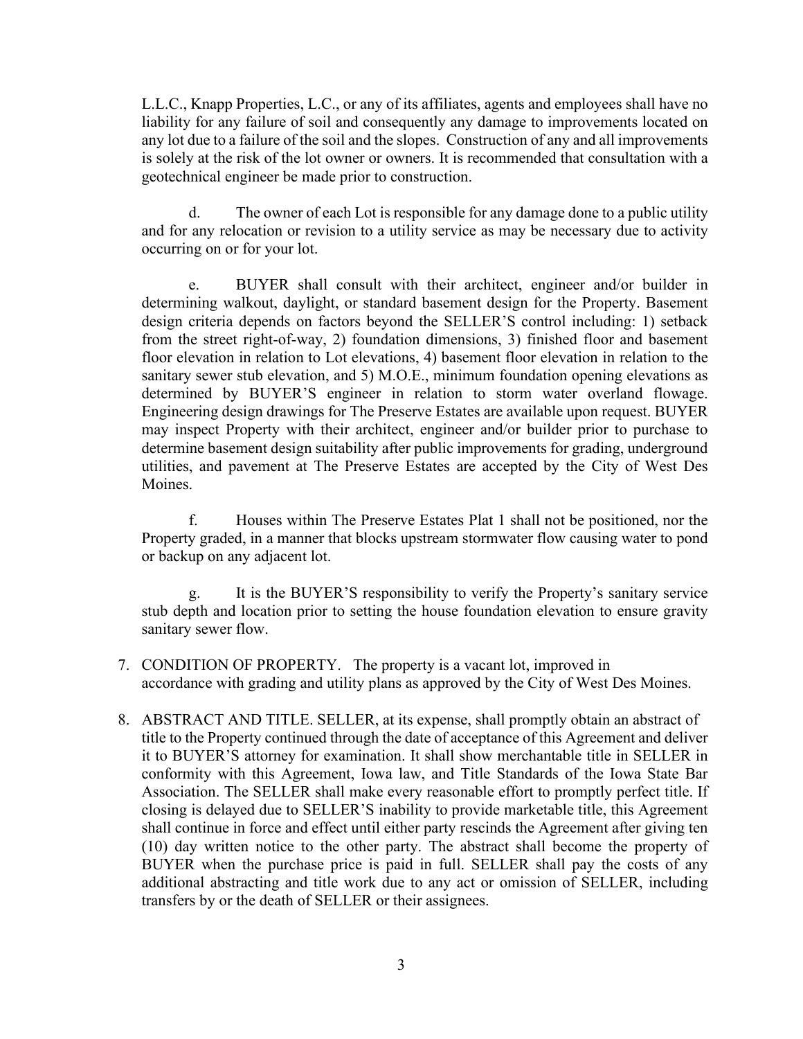L.L.C., Knapp Properties, L.C., or any of its affiliates, agents and employees shall have no liability for any failure of soil and consequently any damage to improvements located on any lot due to a failure of the soil and the slopes. Construction of any and all improvements is solely at the risk of the lot owner or owners. It is recommended that consultation with a geotechnical engineer be made prior to construction.

d. The owner of each Lot is responsible for any damage done to a public utility and for any relocation or revision to a utility service as may be necessary due to activity occurring on or for your lot.

e. BUYER shall consult with their architect, engineer and/or builder in determining walkout, daylight, or standard basement design for the Property. Basement design criteria depends on factors beyond the SELLER'S control including: 1) setback from the street right-of-way, 2) foundation dimensions, 3) finished floor and basement floor elevation in relation to Lot elevations, 4) basement floor elevation in relation to the sanitary sewer stub elevation, and 5) M.O.E., minimum foundation opening elevations as determined by BUYER'S engineer in relation to storm water overland flowage. Engineering design drawings for The Preserve Estates are available upon request. BUYER may inspect Property with their architect, engineer and/or builder prior to purchase to determine basement design suitability after public improvements for grading, underground utilities, and pavement at The Preserve Estates are accepted by the City of West Des Moines.

f. Houses within The Preserve Estates Plat 1 shall not be positioned, nor the Property graded, in a manner that blocks upstream stormwater flow causing water to pond or backup on any adjacent lot.

g. It is the BUYER'S responsibility to verify the Property's sanitary service stub depth and location prior to setting the house foundation elevation to ensure gravity sanitary sewer flow.

7. CONDITION OF PROPERTY. The property is a vacant lot, improved in accordance with grading and utility plans as approved by the City of West Des Moines.

8. ABSTRACT AND TITLE. SELLER, at its expense, shall promptly obtain an abstract of title to the Property continued through the date of acceptance of this Agreement and deliver it to BUYER'S attorney for examination. It shall show merchantable title in SELLER in conformity with this Agreement, Iowa law, and Title Standards of the Iowa State Bar Association. The SELLER shall make every reasonable effort to promptly perfect title. If closing is delayed due to SELLER'S inability to provide marketable title, this Agreement shall continue in force and effect until either party rescinds the Agreement after giving ten (10) day written notice to the other party. The abstract shall become the property of BUYER when the purchase price is paid in full. SELLER shall pay the costs of any additional abstracting and title work due to any act or omission of SELLER, including transfers by or the death of SELLER or their assignees.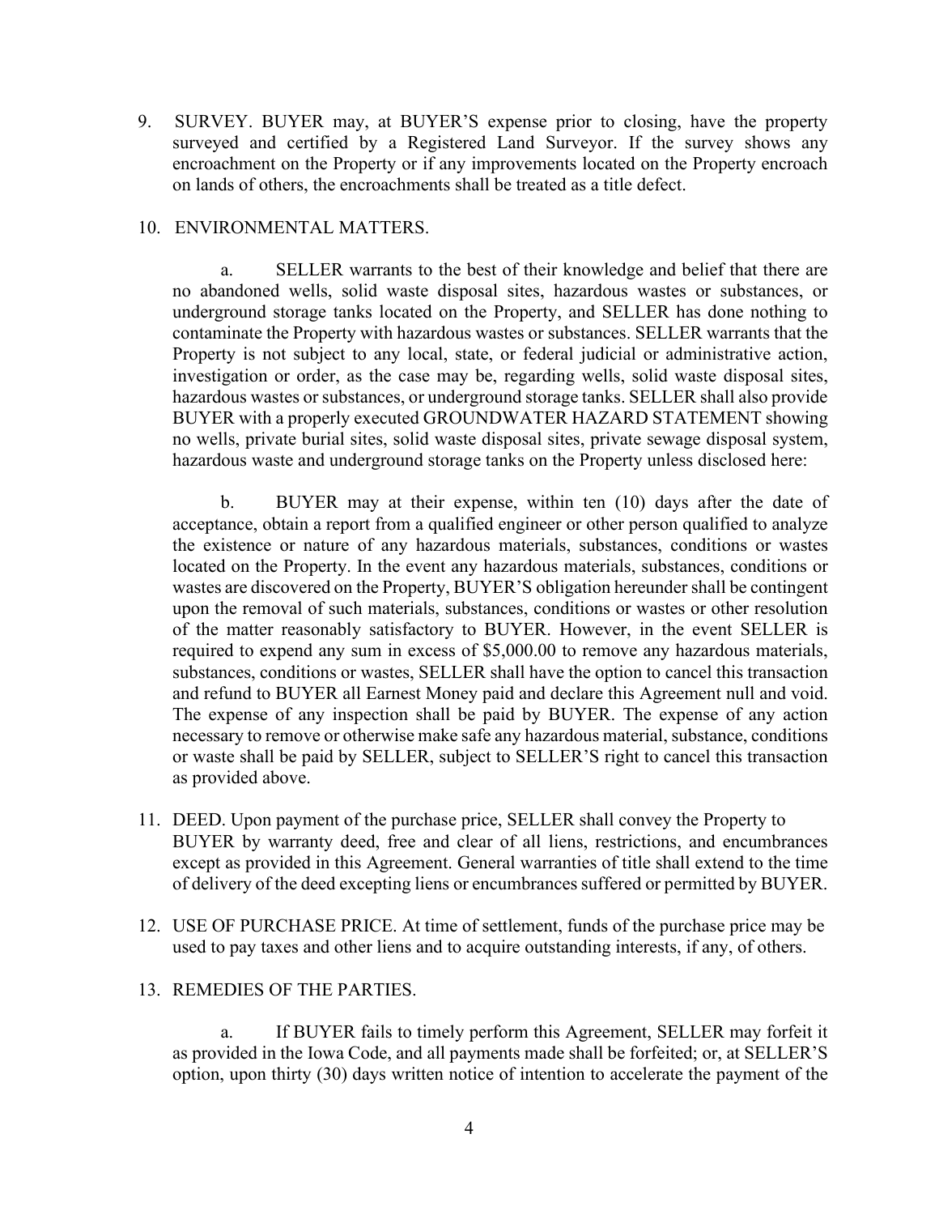9. SURVEY. BUYER may, at BUYER'S expense prior to closing, have the property surveyed and certified by a Registered Land Surveyor. If the survey shows any encroachment on the Property or if any improvements located on the Property encroach on lands of others, the encroachments shall be treated as a title defect.

10. ENVIRONMENTAL MATTERS.

    a. SELLER warrants to the best of their knowledge and belief that there are no abandoned wells, solid waste disposal sites, hazardous wastes or substances, or underground storage tanks located on the Property, and SELLER has done nothing to contaminate the Property with hazardous wastes or substances. SELLER warrants that the Property is not subject to any local, state, or federal judicial or administrative action, investigation or order, as the case may be, regarding wells, solid waste disposal sites, hazardous wastes or substances, or underground storage tanks. SELLER shall also provide BUYER with a properly executed GROUNDWATER HAZARD STATEMENT showing no wells, private burial sites, solid waste disposal sites, private sewage disposal system, hazardous waste and underground storage tanks on the Property unless disclosed here:

    b. BUYER may at their expense, within ten (10) days after the date of acceptance, obtain a report from a qualified engineer or other person qualified to analyze the existence or nature of any hazardous materials, substances, conditions or wastes located on the Property. In the event any hazardous materials, substances, conditions or wastes are discovered on the Property, BUYER'S obligation hereunder shall be contingent upon the removal of such materials, substances, conditions or wastes or other resolution of the matter reasonably satisfactory to BUYER. However, in the event SELLER is required to expend any sum in excess of $5,000.00 to remove any hazardous materials, substances, conditions or wastes, SELLER shall have the option to cancel this transaction and refund to BUYER all Earnest Money paid and declare this Agreement null and void. The expense of any inspection shall be paid by BUYER. The expense of any action necessary to remove or otherwise make safe any hazardous material, substance, conditions or waste shall be paid by SELLER, subject to SELLER'S right to cancel this transaction as provided above.

11. DEED. Upon payment of the purchase price, SELLER shall convey the Property to BUYER by warranty deed, free and clear of all liens, restrictions, and encumbrances except as provided in this Agreement. General warranties of title shall extend to the time of delivery of the deed excepting liens or encumbrances suffered or permitted by BUYER.

12. USE OF PURCHASE PRICE. At time of settlement, funds of the purchase price may be used to pay taxes and other liens and to acquire outstanding interests, if any, of others.

13. REMEDIES OF THE PARTIES.

    a. If BUYER fails to timely perform this Agreement, SELLER may forfeit it as provided in the Iowa Code, and all payments made shall be forfeited; or, at SELLER'S option, upon thirty (30) days written notice of intention to accelerate the payment of the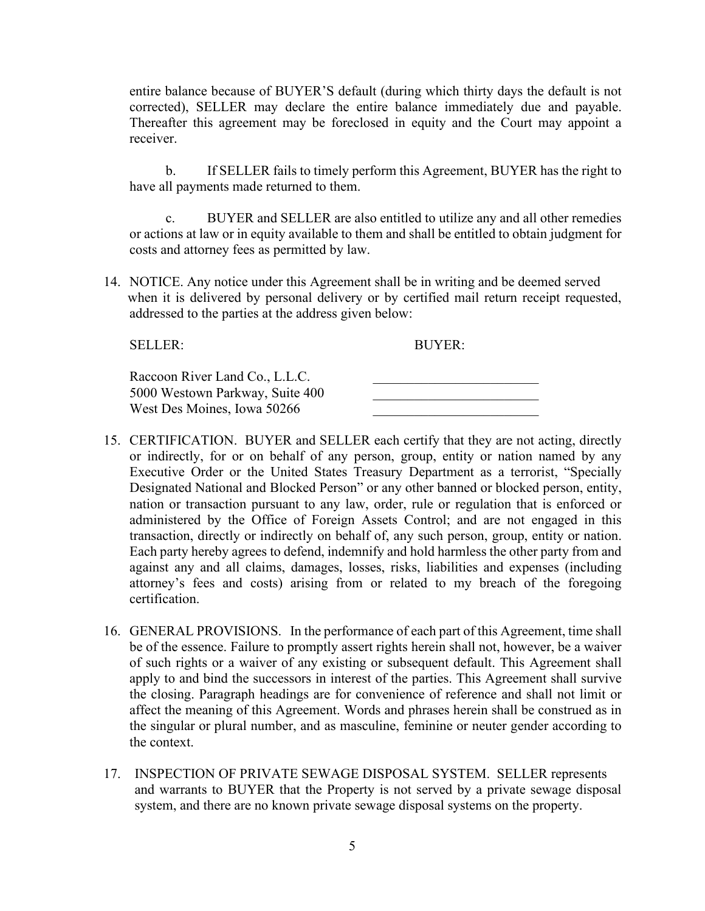entire balance because of BUYER'S default (during which thirty days the default is not corrected), SELLER may declare the entire balance immediately due and payable. Thereafter this agreement may be foreclosed in equity and the Court may appoint a receiver.

b. If SELLER fails to timely perform this Agreement, BUYER has the right to have all payments made returned to them.

c. BUYER and SELLER are also entitled to utilize any and all other remedies or actions at law or in equity available to them and shall be entitled to obtain judgment for costs and attorney fees as permitted by law.

14. NOTICE. Any notice under this Agreement shall be in writing and be deemed served when it is delivered by personal delivery or by certified mail return receipt requested, addressed to the parties at the address given below:

| SELLER: | BUYER: |
|---|---|
| Raccoon River Land Co., L.L.C. | ________________________ |
| 5000 Westown Parkway, Suite 400 | ________________________ |
| West Des Moines, Iowa 50266 | ________________________ |

15. CERTIFICATION. BUYER and SELLER each certify that they are not acting, directly or indirectly, for or on behalf of any person, group, entity or nation named by any Executive Order or the United States Treasury Department as a terrorist, "Specially Designated National and Blocked Person" or any other banned or blocked person, entity, nation or transaction pursuant to any law, order, rule or regulation that is enforced or administered by the Office of Foreign Assets Control; and are not engaged in this transaction, directly or indirectly on behalf of, any such person, group, entity or nation. Each party hereby agrees to defend, indemnify and hold harmless the other party from and against any and all claims, damages, losses, risks, liabilities and expenses (including attorney's fees and costs) arising from or related to my breach of the foregoing certification.

16. GENERAL PROVISIONS. In the performance of each part of this Agreement, time shall be of the essence. Failure to promptly assert rights herein shall not, however, be a waiver of such rights or a waiver of any existing or subsequent default. This Agreement shall apply to and bind the successors in interest of the parties. This Agreement shall survive the closing. Paragraph headings are for convenience of reference and shall not limit or affect the meaning of this Agreement. Words and phrases herein shall be construed as in the singular or plural number, and as masculine, feminine or neuter gender according to the context.

17. INSPECTION OF PRIVATE SEWAGE DISPOSAL SYSTEM. SELLER represents and warrants to BUYER that the Property is not served by a private sewage disposal system, and there are no known private sewage disposal systems on the property.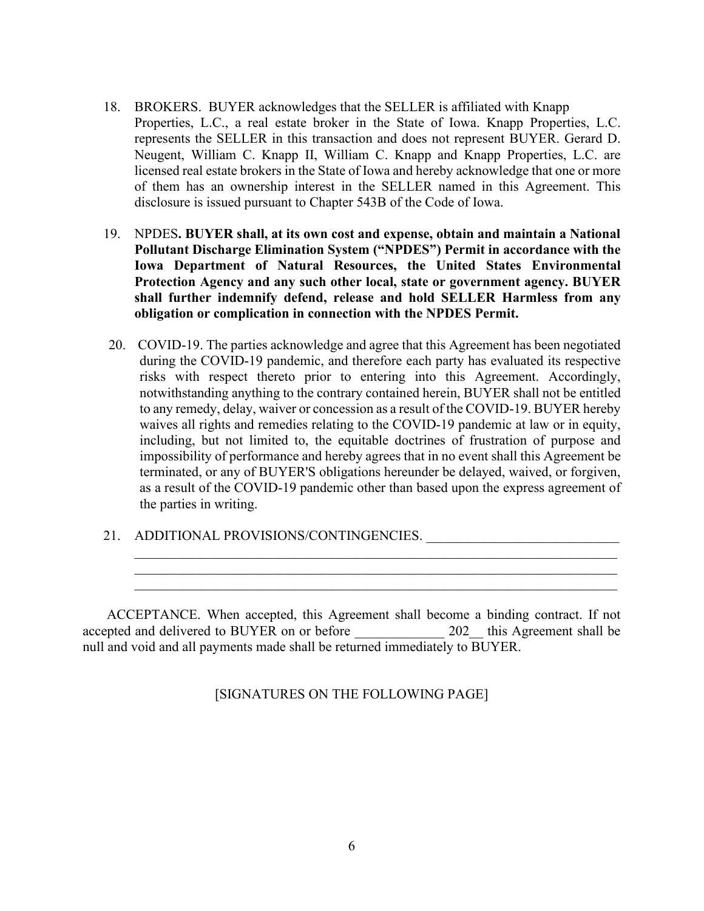18. BROKERS. BUYER acknowledges that the SELLER is affiliated with Knapp Properties, L.C., a real estate broker in the State of Iowa. Knapp Properties, L.C. represents the SELLER in this transaction and does not represent BUYER. Gerard D. Neugent, William C. Knapp II, William C. Knapp and Knapp Properties, L.C. are licensed real estate brokers in the State of Iowa and hereby acknowledge that one or more of them has an ownership interest in the SELLER named in this Agreement. This disclosure is issued pursuant to Chapter 543B of the Code of Iowa.

19. NPDES**. BUYER shall, at its own cost and expense, obtain and maintain a National Pollutant Discharge Elimination System ("NPDES") Permit in accordance with the Iowa Department of Natural Resources, the United States Environmental Protection Agency and any such other local, state or government agency. BUYER shall further indemnify defend, release and hold SELLER Harmless from any obligation or complication in connection with the NPDES Permit.**

20. COVID-19. The parties acknowledge and agree that this Agreement has been negotiated during the COVID-19 pandemic, and therefore each party has evaluated its respective risks with respect thereto prior to entering into this Agreement. Accordingly, notwithstanding anything to the contrary contained herein, BUYER shall not be entitled to any remedy, delay, waiver or concession as a result of the COVID-19. BUYER hereby waives all rights and remedies relating to the COVID-19 pandemic at law or in equity, including, but not limited to, the equitable doctrines of frustration of purpose and impossibility of performance and hereby agrees that in no event shall this Agreement be terminated, or any of BUYER'S obligations hereunder be delayed, waived, or forgiven, as a result of the COVID-19 pandemic other than based upon the express agreement of the parties in writing.

21. ADDITIONAL PROVISIONS/CONTINGENCIES. ____________________________
________________________________________________________________________
________________________________________________________________________
________________________________________________________________________

ACCEPTANCE. When accepted, this Agreement shall become a binding contract. If not accepted and delivered to BUYER on or before _____________ 202__ this Agreement shall be null and void and all payments made shall be returned immediately to BUYER.

[SIGNATURES ON THE FOLLOWING PAGE]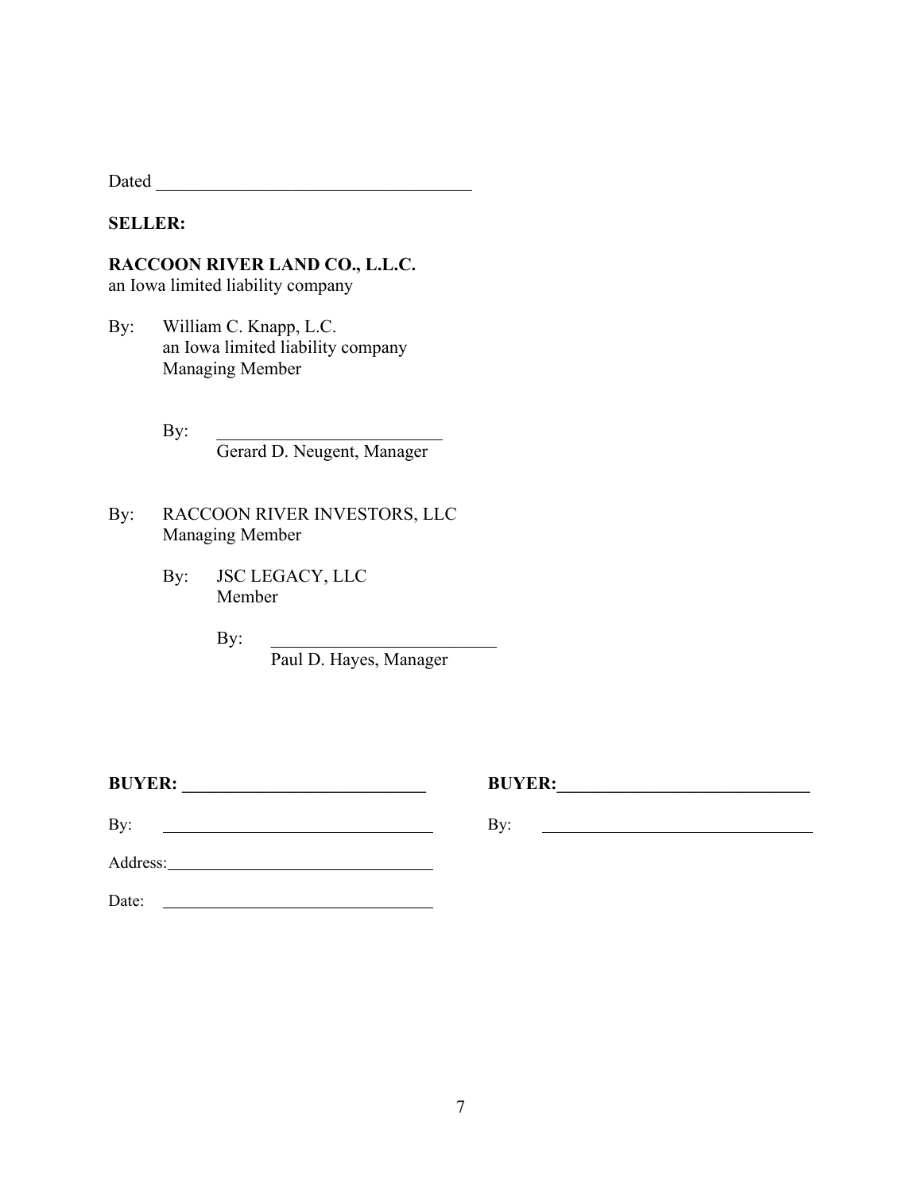Dated ___________________________________

**SELLER:**

**RACCOON RIVER LAND CO., L.L.C.**
an Iowa limited liability company

By: William C. Knapp, L.C.
an Iowa limited liability company
Managing Member

By: _________________________
Gerard D. Neugent, Manager

By: RACCOON RIVER INVESTORS, LLC
Managing Member

By: JSC LEGACY, LLC
Member

By: _________________________
Paul D. Hayes, Manager

**BUYER: ___________________________**

By: ________________________________

Address: ________________________________

Date: ________________________________

**BUYER: ____________________________**

By: ________________________________